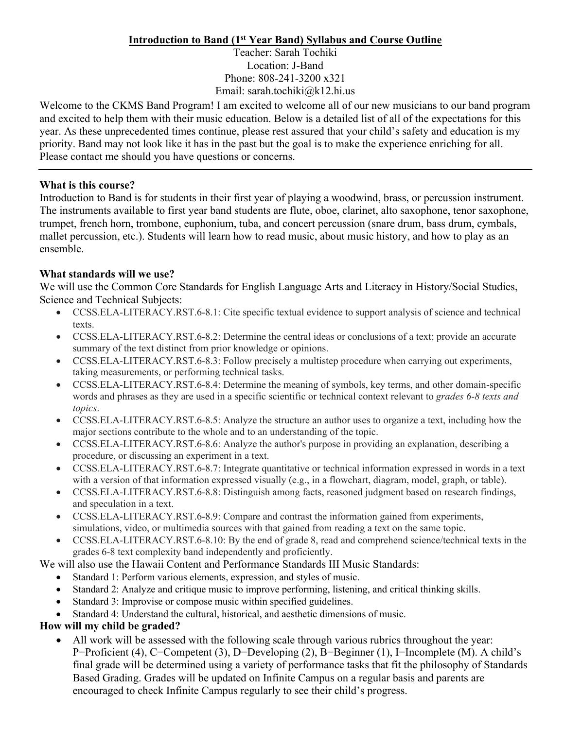# Introduction to Band (1st Year Band) Syllabus and Course Outline

Teacher: Sarah Tochiki
Location: J-Band
Phone: 808-241-3200 x321
Email: sarah.tochiki@k12.hi.us

Welcome to the CKMS Band Program! I am excited to welcome all of our new musicians to our band program and excited to help them with their music education. Below is a detailed list of all of the expectations for this year. As these unprecedented times continue, please rest assured that your child's safety and education is my priority. Band may not look like it has in the past but the goal is to make the experience enriching for all. Please contact me should you have questions or concerns.

---

**What is this course?**

Introduction to Band is for students in their first year of playing a woodwind, brass, or percussion instrument. The instruments available to first year band students are flute, oboe, clarinet, alto saxophone, tenor saxophone, trumpet, french horn, trombone, euphonium, tuba, and concert percussion (snare drum, bass drum, cymbals, mallet percussion, etc.). Students will learn how to read music, about music history, and how to play as an ensemble.

**What standards will we use?**

We will use the Common Core Standards for English Language Arts and Literacy in History/Social Studies, Science and Technical Subjects:

- CCSS.ELA-LITERACY.RST.6-8.1: Cite specific textual evidence to support analysis of science and technical texts.
- CCSS.ELA-LITERACY.RST.6-8.2: Determine the central ideas or conclusions of a text; provide an accurate summary of the text distinct from prior knowledge or opinions.
- CCSS.ELA-LITERACY.RST.6-8.3: Follow precisely a multistep procedure when carrying out experiments, taking measurements, or performing technical tasks.
- CCSS.ELA-LITERACY.RST.6-8.4: Determine the meaning of symbols, key terms, and other domain-specific words and phrases as they are used in a specific scientific or technical context relevant to *grades 6-8 texts and topics*.
- CCSS.ELA-LITERACY.RST.6-8.5: Analyze the structure an author uses to organize a text, including how the major sections contribute to the whole and to an understanding of the topic.
- CCSS.ELA-LITERACY.RST.6-8.6: Analyze the author's purpose in providing an explanation, describing a procedure, or discussing an experiment in a text.
- CCSS.ELA-LITERACY.RST.6-8.7: Integrate quantitative or technical information expressed in words in a text with a version of that information expressed visually (e.g., in a flowchart, diagram, model, graph, or table).
- CCSS.ELA-LITERACY.RST.6-8.8: Distinguish among facts, reasoned judgment based on research findings, and speculation in a text.
- CCSS.ELA-LITERACY.RST.6-8.9: Compare and contrast the information gained from experiments, simulations, video, or multimedia sources with that gained from reading a text on the same topic.
- CCSS.ELA-LITERACY.RST.6-8.10: By the end of grade 8, read and comprehend science/technical texts in the grades 6-8 text complexity band independently and proficiently.

We will also use the Hawaii Content and Performance Standards III Music Standards:

- Standard 1: Perform various elements, expression, and styles of music.
- Standard 2: Analyze and critique music to improve performing, listening, and critical thinking skills.
- Standard 3: Improvise or compose music within specified guidelines.
- Standard 4: Understand the cultural, historical, and aesthetic dimensions of music.

**How will my child be graded?**

- All work will be assessed with the following scale through various rubrics throughout the year: P=Proficient (4), C=Competent (3), D=Developing (2), B=Beginner (1), I=Incomplete (M). A child's final grade will be determined using a variety of performance tasks that fit the philosophy of Standards Based Grading. Grades will be updated on Infinite Campus on a regular basis and parents are encouraged to check Infinite Campus regularly to see their child's progress.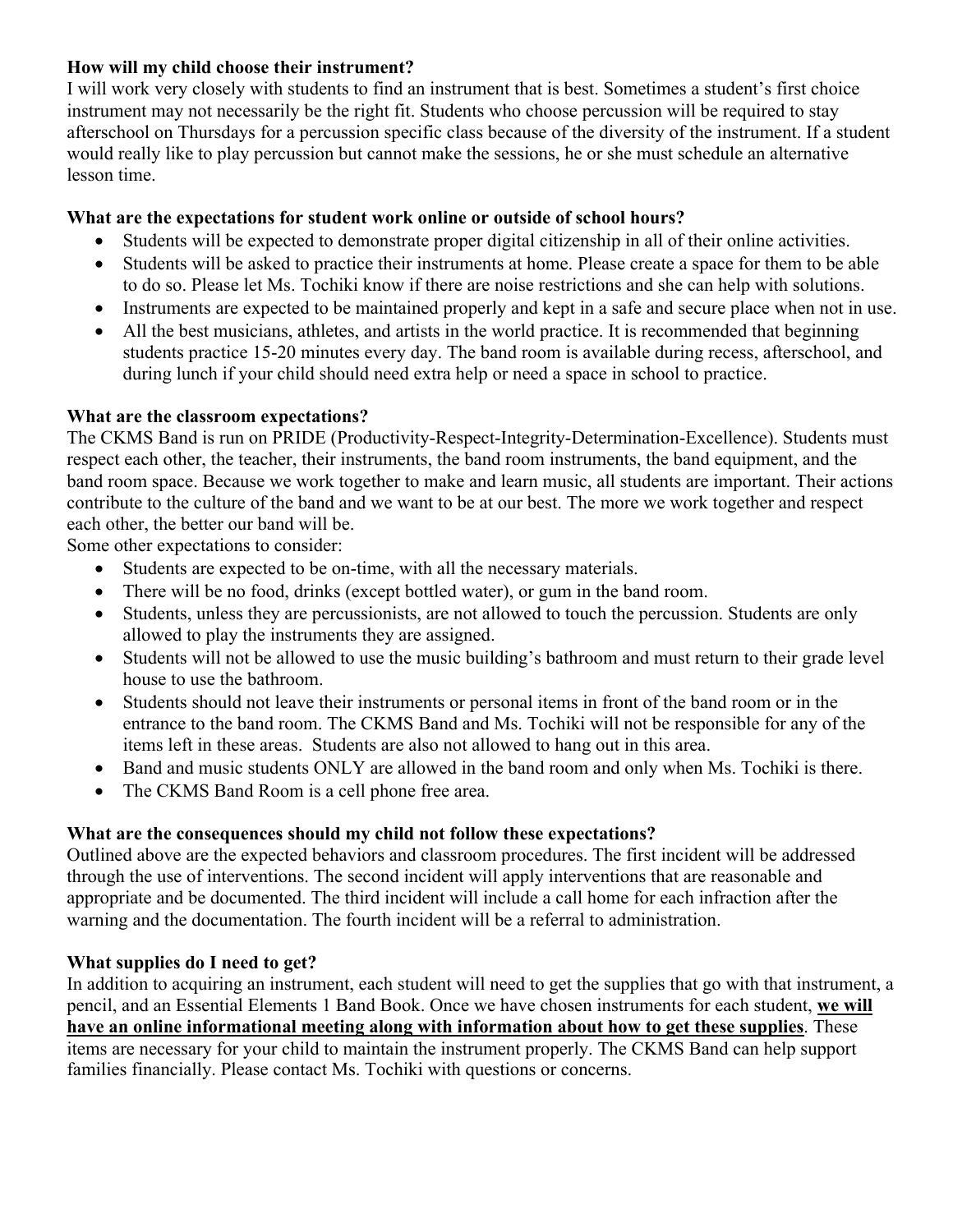**How will my child choose their instrument?**

I will work very closely with students to find an instrument that is best. Sometimes a student's first choice instrument may not necessarily be the right fit. Students who choose percussion will be required to stay afterschool on Thursdays for a percussion specific class because of the diversity of the instrument. If a student would really like to play percussion but cannot make the sessions, he or she must schedule an alternative lesson time.

**What are the expectations for student work online or outside of school hours?**

- Students will be expected to demonstrate proper digital citizenship in all of their online activities.
- Students will be asked to practice their instruments at home. Please create a space for them to be able to do so. Please let Ms. Tochiki know if there are noise restrictions and she can help with solutions.
- Instruments are expected to be maintained properly and kept in a safe and secure place when not in use.
- All the best musicians, athletes, and artists in the world practice. It is recommended that beginning students practice 15-20 minutes every day. The band room is available during recess, afterschool, and during lunch if your child should need extra help or need a space in school to practice.

**What are the classroom expectations?**

The CKMS Band is run on PRIDE (Productivity-Respect-Integrity-Determination-Excellence). Students must respect each other, the teacher, their instruments, the band room instruments, the band equipment, and the band room space. Because we work together to make and learn music, all students are important. Their actions contribute to the culture of the band and we want to be at our best. The more we work together and respect each other, the better our band will be.

Some other expectations to consider:

- Students are expected to be on-time, with all the necessary materials.
- There will be no food, drinks (except bottled water), or gum in the band room.
- Students, unless they are percussionists, are not allowed to touch the percussion. Students are only allowed to play the instruments they are assigned.
- Students will not be allowed to use the music building's bathroom and must return to their grade level house to use the bathroom.
- Students should not leave their instruments or personal items in front of the band room or in the entrance to the band room. The CKMS Band and Ms. Tochiki will not be responsible for any of the items left in these areas. Students are also not allowed to hang out in this area.
- Band and music students ONLY are allowed in the band room and only when Ms. Tochiki is there.
- The CKMS Band Room is a cell phone free area.

**What are the consequences should my child not follow these expectations?**

Outlined above are the expected behaviors and classroom procedures. The first incident will be addressed through the use of interventions. The second incident will apply interventions that are reasonable and appropriate and be documented. The third incident will include a call home for each infraction after the warning and the documentation. The fourth incident will be a referral to administration.

**What supplies do I need to get?**

In addition to acquiring an instrument, each student will need to get the supplies that go with that instrument, a pencil, and an Essential Elements 1 Band Book. Once we have chosen instruments for each student, **we will have an online informational meeting along with information about how to get these supplies**. These items are necessary for your child to maintain the instrument properly. The CKMS Band can help support families financially. Please contact Ms. Tochiki with questions or concerns.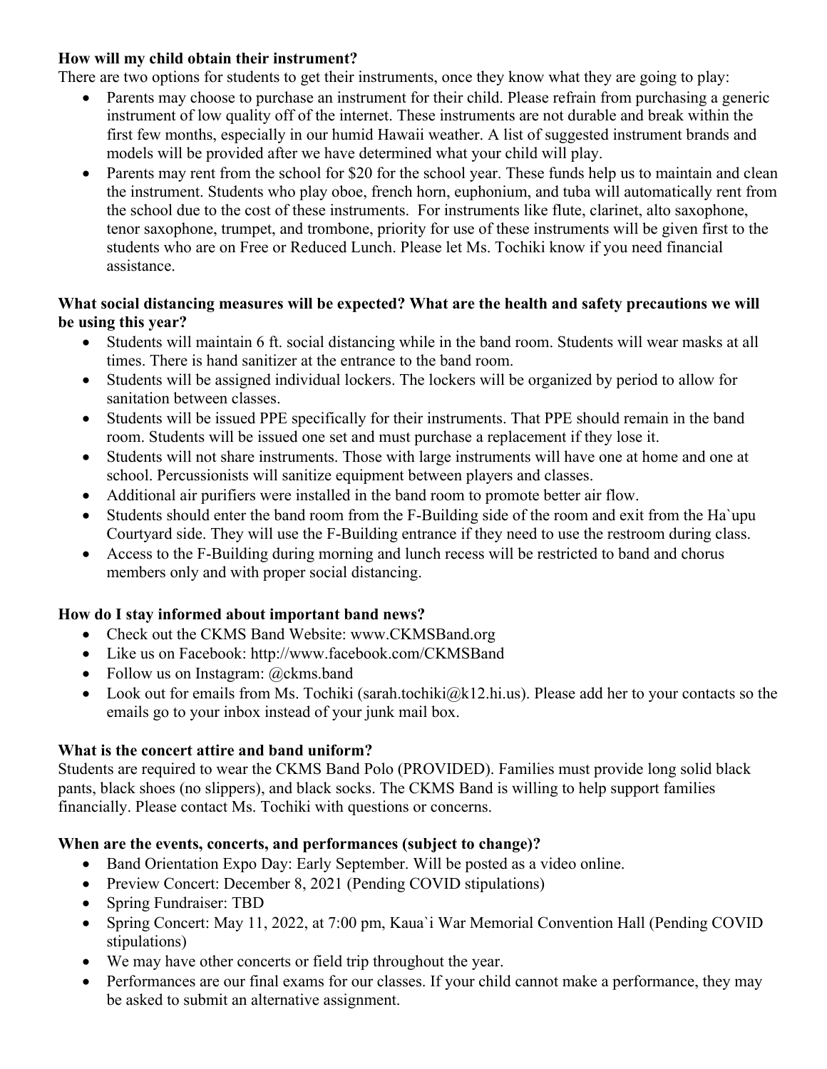**How will my child obtain their instrument?**

There are two options for students to get their instruments, once they know what they are going to play:

- Parents may choose to purchase an instrument for their child. Please refrain from purchasing a generic instrument of low quality off of the internet. These instruments are not durable and break within the first few months, especially in our humid Hawaii weather. A list of suggested instrument brands and models will be provided after we have determined what your child will play.
- Parents may rent from the school for $20 for the school year. These funds help us to maintain and clean the instrument. Students who play oboe, french horn, euphonium, and tuba will automatically rent from the school due to the cost of these instruments. For instruments like flute, clarinet, alto saxophone, tenor saxophone, trumpet, and trombone, priority for use of these instruments will be given first to the students who are on Free or Reduced Lunch. Please let Ms. Tochiki know if you need financial assistance.

**What social distancing measures will be expected? What are the health and safety precautions we will be using this year?**

- Students will maintain 6 ft. social distancing while in the band room. Students will wear masks at all times. There is hand sanitizer at the entrance to the band room.
- Students will be assigned individual lockers. The lockers will be organized by period to allow for sanitation between classes.
- Students will be issued PPE specifically for their instruments. That PPE should remain in the band room. Students will be issued one set and must purchase a replacement if they lose it.
- Students will not share instruments. Those with large instruments will have one at home and one at school. Percussionists will sanitize equipment between players and classes.
- Additional air purifiers were installed in the band room to promote better air flow.
- Students should enter the band room from the F-Building side of the room and exit from the Ha`upu Courtyard side. They will use the F-Building entrance if they need to use the restroom during class.
- Access to the F-Building during morning and lunch recess will be restricted to band and chorus members only and with proper social distancing.

**How do I stay informed about important band news?**

- Check out the CKMS Band Website: www.CKMSBand.org
- Like us on Facebook: http://www.facebook.com/CKMSBand
- Follow us on Instagram: @ckms.band
- Look out for emails from Ms. Tochiki (sarah.tochiki@k12.hi.us). Please add her to your contacts so the emails go to your inbox instead of your junk mail box.

**What is the concert attire and band uniform?**

Students are required to wear the CKMS Band Polo (PROVIDED). Families must provide long solid black pants, black shoes (no slippers), and black socks. The CKMS Band is willing to help support families financially. Please contact Ms. Tochiki with questions or concerns.

**When are the events, concerts, and performances (subject to change)?**

- Band Orientation Expo Day: Early September. Will be posted as a video online.
- Preview Concert: December 8, 2021 (Pending COVID stipulations)
- Spring Fundraiser: TBD
- Spring Concert: May 11, 2022, at 7:00 pm, Kaua`i War Memorial Convention Hall (Pending COVID stipulations)
- We may have other concerts or field trip throughout the year.
- Performances are our final exams for our classes. If your child cannot make a performance, they may be asked to submit an alternative assignment.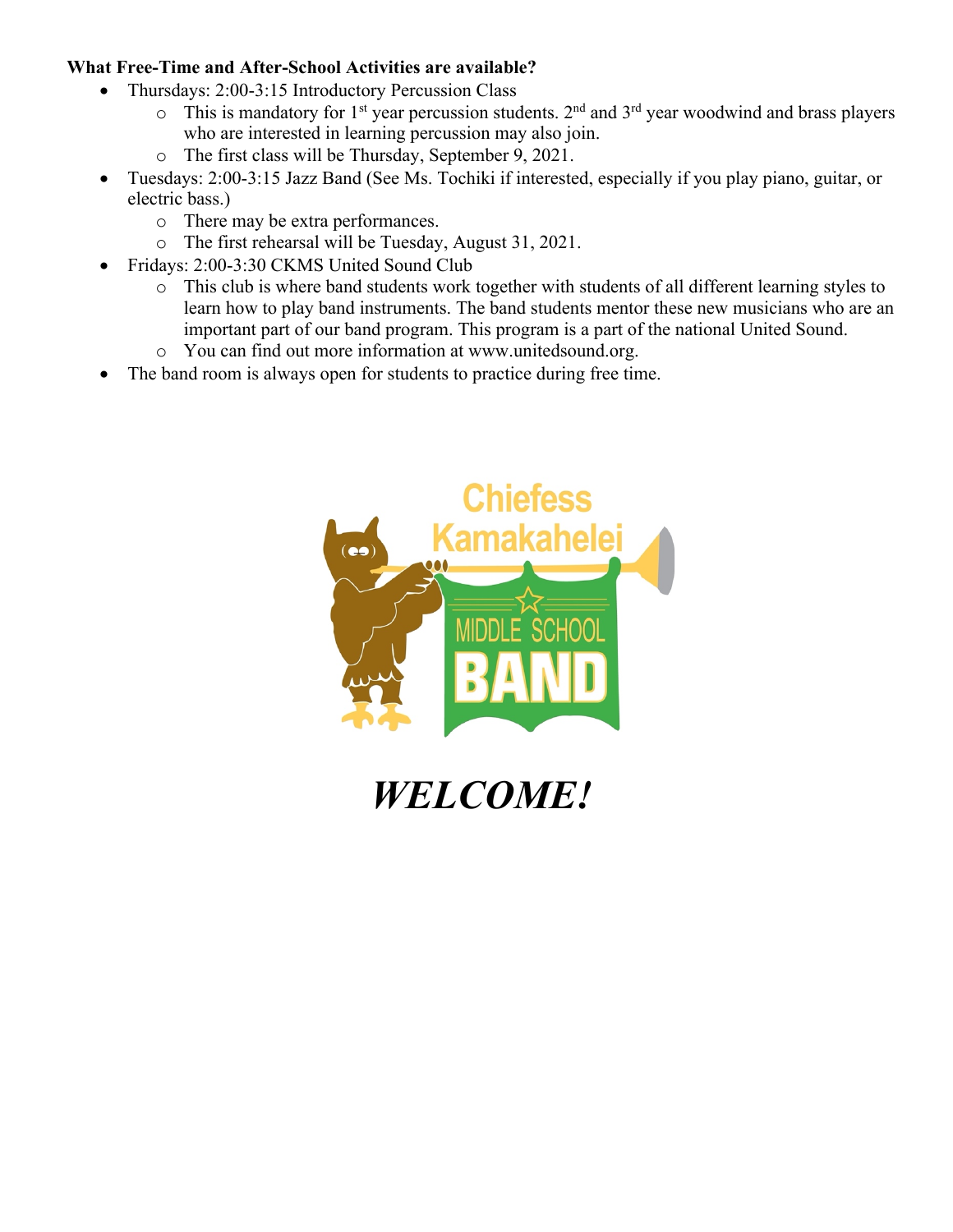**What Free-Time and After-School Activities are available?**

- Thursdays: 2:00-3:15 Introductory Percussion Class
  - This is mandatory for 1st year percussion students. 2nd and 3rd year woodwind and brass players who are interested in learning percussion may also join.
  - The first class will be Thursday, September 9, 2021.
- Tuesdays: 2:00-3:15 Jazz Band (See Ms. Tochiki if interested, especially if you play piano, guitar, or electric bass.)
  - There may be extra performances.
  - The first rehearsal will be Tuesday, August 31, 2021.
- Fridays: 2:00-3:30 CKMS United Sound Club
  - This club is where band students work together with students of all different learning styles to learn how to play band instruments. The band students mentor these new musicians who are an important part of our band program. This program is a part of the national United Sound.
  - You can find out more information at www.unitedsound.org.
- The band room is always open for students to practice during free time.

Chiefess Kamakahelei MIDDLE SCHOOL BAND

***WELCOME!***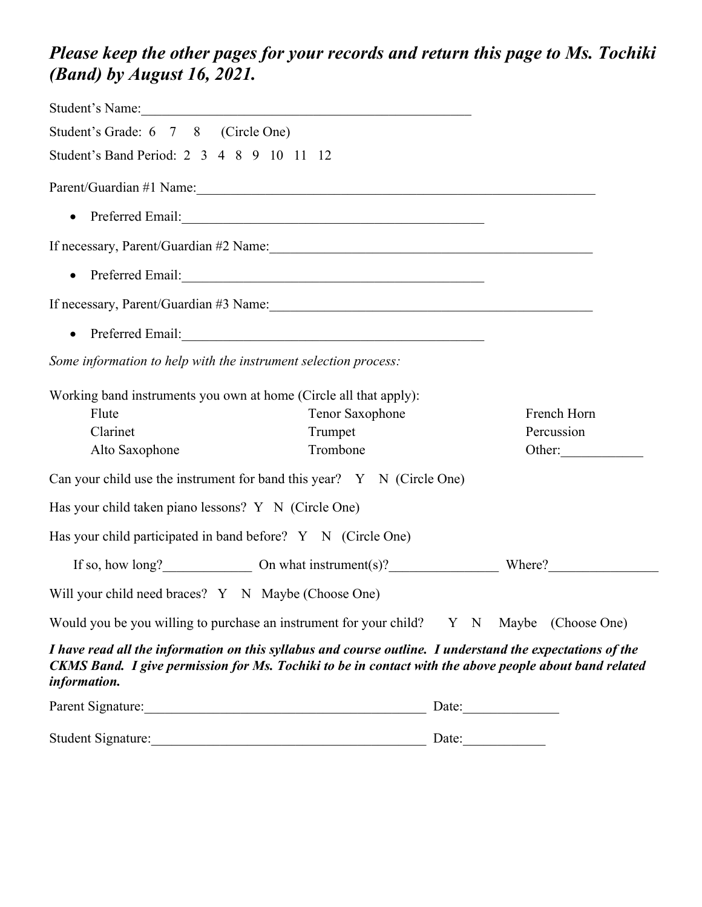***Please keep the other pages for your records and return this page to Ms. Tochiki (Band) by August 16, 2021.***

Student's Name:__________________________________________________

Student's Grade: 6 7 8 (Circle One)

Student's Band Period: 2 3 4 8 9 10 11 12

Parent/Guardian #1 Name:______________________________________________________

- Preferred Email:____________________________________________

If necessary, Parent/Guardian #2 Name:___________________________________________

- Preferred Email:____________________________________________

If necessary, Parent/Guardian #3 Name:___________________________________________

- Preferred Email:____________________________________________

*Some information to help with the instrument selection process:*

Working band instruments you own at home (Circle all that apply):

| | | |
|---|---|---|
| Flute | Tenor Saxophone | French Horn |
| Clarinet | Trumpet | Percussion |
| Alto Saxophone | Trombone | Other:____________ |

Can your child use the instrument for band this year? Y N (Circle One)

Has your child taken piano lessons? Y N (Circle One)

Has your child participated in band before? Y N (Circle One)

If so, how long?_____________ On what instrument(s)?________________ Where?________________

Will your child need braces? Y N Maybe (Choose One)

Would you be you willing to purchase an instrument for your child? Y N Maybe (Choose One)

***I have read all the information on this syllabus and course outline. I understand the expectations of the CKMS Band. I give permission for Ms. Tochiki to be in contact with the above people about band related information.***

Parent Signature:__________________________________________ Date:______________

Student Signature:_________________________________________ Date:____________